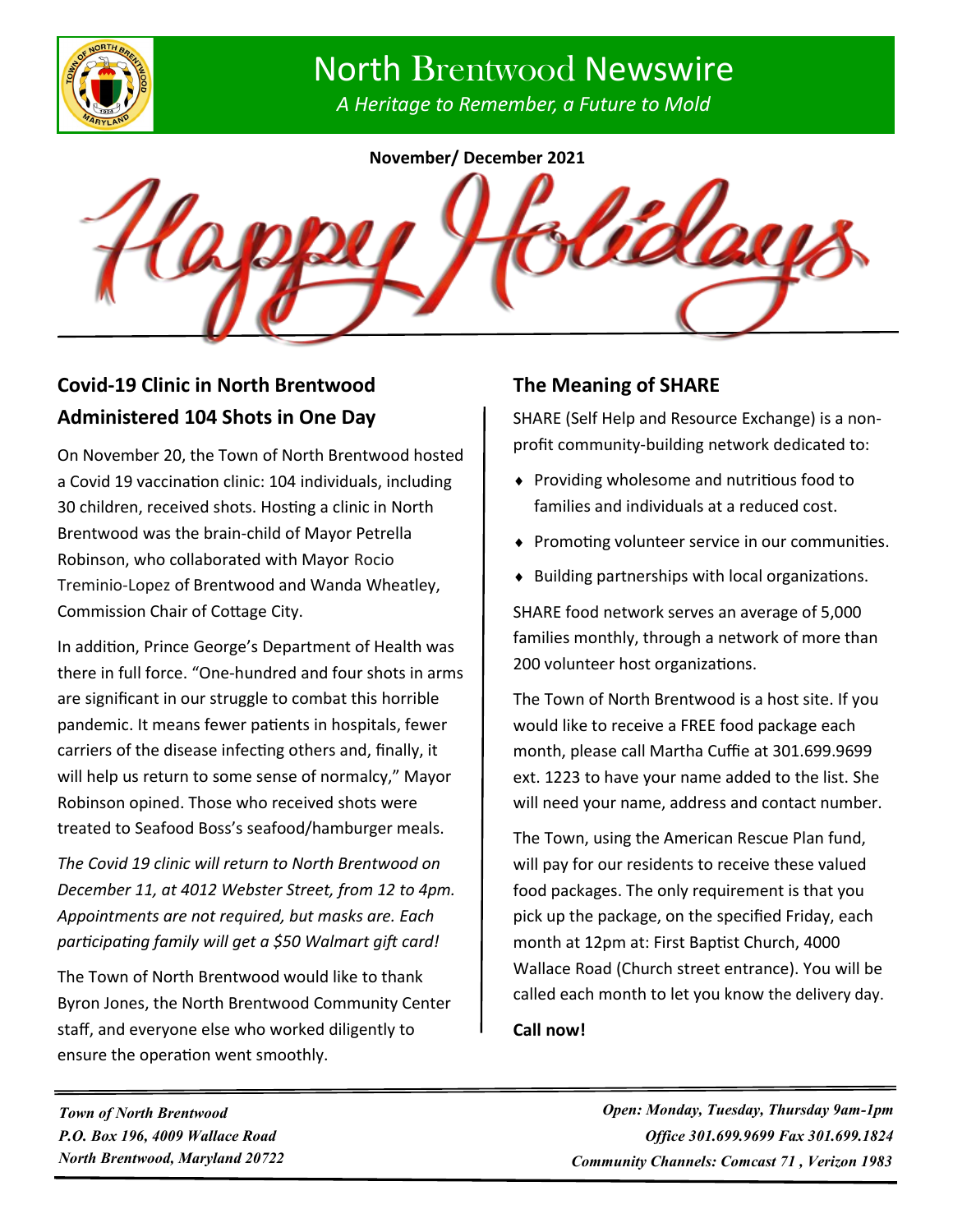# North Brentwood Newswire

*A Heritage to Remember, a Future to Mold*

**November/ December 2021**

Happy Holidays

## Covid-19 Clinic in North Brentwood Administered 104 Shots in One Day

On November 20, the Town of North Brentwood hosted a Covid 19 vaccination clinic: 104 individuals, including 30 children, received shots. Hosting a clinic in North Brentwood was the brain-child of Mayor Petrella Robinson, who collaborated with Mayor Rocio Treminio-Lopez of Brentwood and Wanda Wheatley, Commission Chair of Cottage City.

In addition, Prince George's Department of Health was there in full force. "One-hundred and four shots in arms are significant in our struggle to combat this horrible pandemic. It means fewer patients in hospitals, fewer carriers of the disease infecting others and, finally, it will help us return to some sense of normalcy," Mayor Robinson opined. Those who received shots were treated to Seafood Boss's seafood/hamburger meals.

*The Covid 19 clinic will return to North Brentwood on December 11, at 4012 Webster Street, from 12 to 4pm. Appointments are not required, but masks are. Each participating family will get a $50 Walmart gift card!*

The Town of North Brentwood would like to thank Byron Jones, the North Brentwood Community Center staff, and everyone else who worked diligently to ensure the operation went smoothly.

## The Meaning of SHARE

SHARE (Self Help and Resource Exchange) is a non-profit community-building network dedicated to:

- Providing wholesome and nutritious food to families and individuals at a reduced cost.
- Promoting volunteer service in our communities.
- Building partnerships with local organizations.

SHARE food network serves an average of 5,000 families monthly, through a network of more than 200 volunteer host organizations.

The Town of North Brentwood is a host site. If you would like to receive a FREE food package each month, please call Martha Cuffie at 301.699.9699 ext. 1223 to have your name added to the list. She will need your name, address and contact number.

The Town, using the American Rescue Plan fund, will pay for our residents to receive these valued food packages. The only requirement is that you pick up the package, on the specified Friday, each month at 12pm at: First Baptist Church, 4000 Wallace Road (Church street entrance). You will be called each month to let you know the delivery day.

**Call now!**

*Town of North Brentwood*
*P.O. Box 196, 4009 Wallace Road*
*North Brentwood, Maryland 20722*

*Open: Monday, Tuesday, Thursday 9am-1pm*
*Office 301.699.9699 Fax 301.699.1824*
*Community Channels: Comcast 71 , Verizon 1983*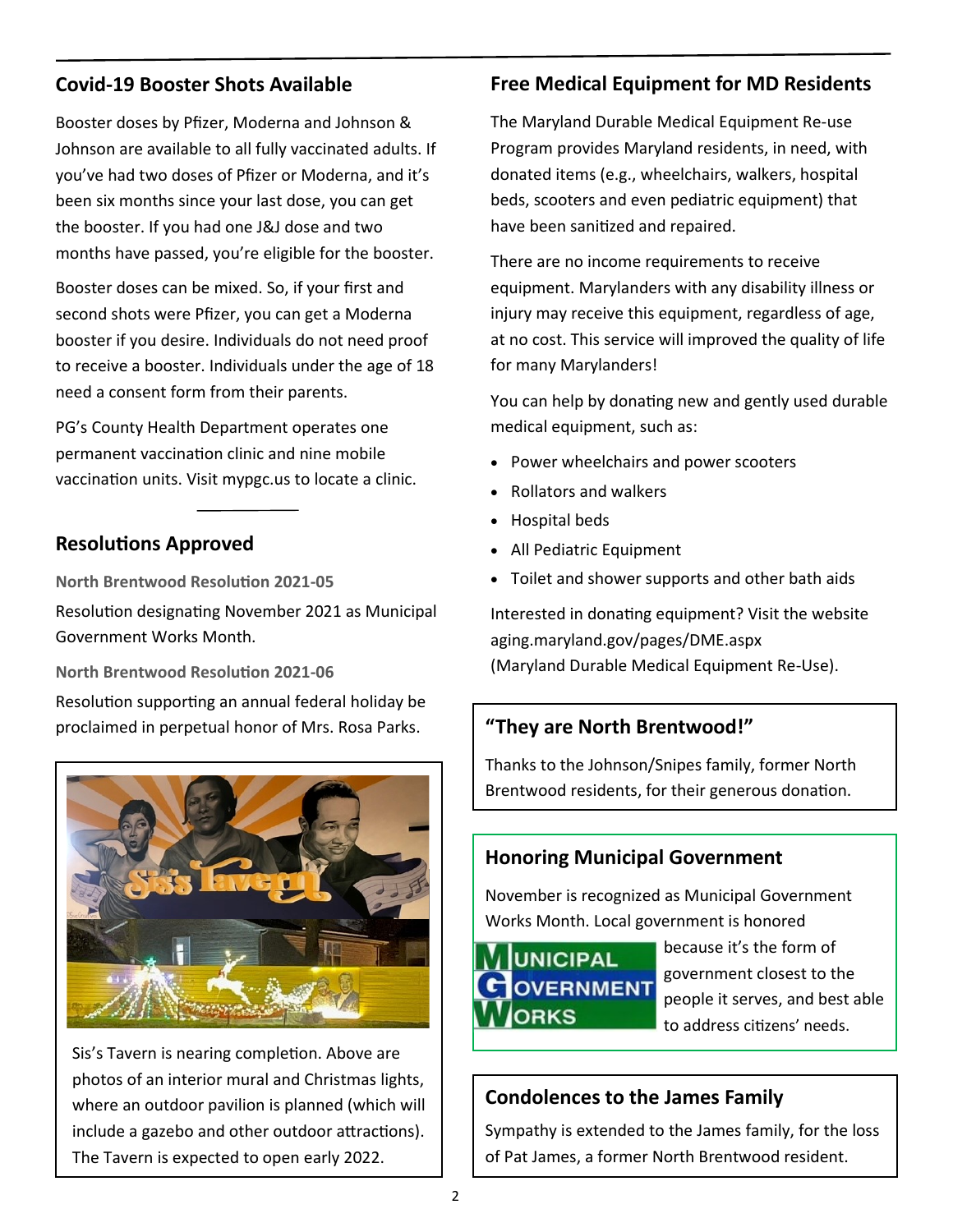## Covid-19 Booster Shots Available

Booster doses by Pfizer, Moderna and Johnson & Johnson are available to all fully vaccinated adults. If you've had two doses of Pfizer or Moderna, and it's been six months since your last dose, you can get the booster. If you had one J&J dose and two months have passed, you're eligible for the booster.

Booster doses can be mixed. So, if your first and second shots were Pfizer, you can get a Moderna booster if you desire. Individuals do not need proof to receive a booster. Individuals under the age of 18 need a consent form from their parents.

PG's County Health Department operates one permanent vaccination clinic and nine mobile vaccination units. Visit mypgc.us to locate a clinic.

## Resolutions Approved

**North Brentwood Resolution 2021-05**

Resolution designating November 2021 as Municipal Government Works Month.

**North Brentwood Resolution 2021-06**

Resolution supporting an annual federal holiday be proclaimed in perpetual honor of Mrs. Rosa Parks.

Sis's Tavern is nearing completion. Above are photos of an interior mural and Christmas lights, where an outdoor pavilion is planned (which will include a gazebo and other outdoor attractions). The Tavern is expected to open early 2022.

## Free Medical Equipment for MD Residents

The Maryland Durable Medical Equipment Re-use Program provides Maryland residents, in need, with donated items (e.g., wheelchairs, walkers, hospital beds, scooters and even pediatric equipment) that have been sanitized and repaired.

There are no income requirements to receive equipment. Marylanders with any disability illness or injury may receive this equipment, regardless of age, at no cost. This service will improved the quality of life for many Marylanders!

You can help by donating new and gently used durable medical equipment, such as:

- Power wheelchairs and power scooters
- Rollators and walkers
- Hospital beds
- All Pediatric Equipment
- Toilet and shower supports and other bath aids

Interested in donating equipment? Visit the website aging.maryland.gov/pages/DME.aspx (Maryland Durable Medical Equipment Re-Use).

## "They are North Brentwood!"

Thanks to the Johnson/Snipes family, former North Brentwood residents, for their generous donation.

## Honoring Municipal Government

November is recognized as Municipal Government Works Month. Local government is honored because it's the form of government closest to the people it serves, and best able to address citizens' needs.

## Condolences to the James Family

Sympathy is extended to the James family, for the loss of Pat James, a former North Brentwood resident.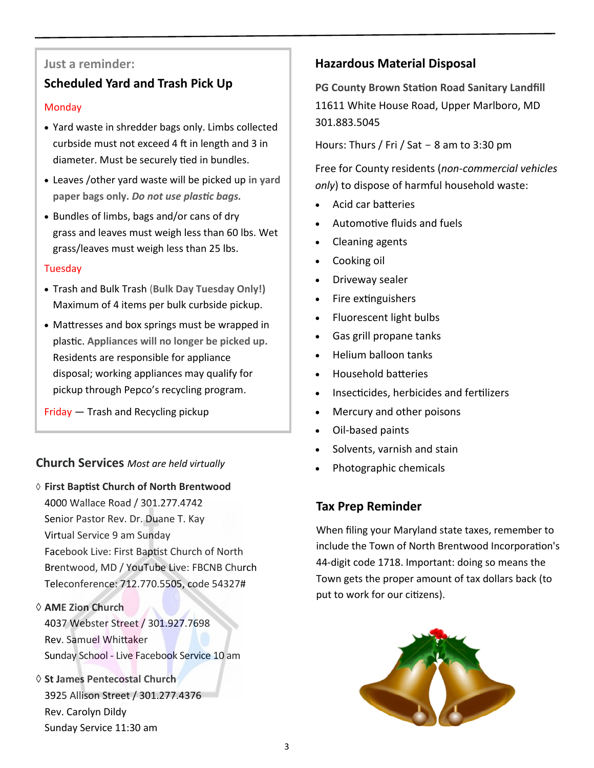Just a reminder:

## Scheduled Yard and Trash Pick Up

Monday

- Yard waste in shredder bags only. Limbs collected curbside must not exceed 4 ft in length and 3 in diameter. Must be securely tied in bundles.
- Leaves /other yard waste will be picked up **in yard paper bags only.** ***Do not use plastic bags.***
- Bundles of limbs, bags and/or cans of dry grass and leaves must weigh less than 60 lbs. Wet grass/leaves must weigh less than 25 lbs.

Tuesday

- Trash and Bulk Trash (**Bulk Day Tuesday Only!**) Maximum of 4 items per bulk curbside pickup.
- Mattresses and box springs must be wrapped in plastic. **Appliances will no longer be picked up.** Residents are responsible for appliance disposal; working appliances may qualify for pickup through Pepco's recycling program.

Friday — Trash and Recycling pickup

## Church Services *Most are held virtually*

◊ **First Baptist Church of North Brentwood**
4000 Wallace Road / 301.277.4742
Senior Pastor Rev. Dr. Duane T. Kay
Virtual Service 9 am Sunday
Facebook Live: First Baptist Church of North Brentwood, MD / YouTube Live: FBCNB Church
Teleconference: 712.770.5505, code 54327#

◊ **AME Zion Church**
4037 Webster Street / 301.927.7698
Rev. Samuel Whittaker
Sunday School - Live Facebook Service 10 am

◊ **St James Pentecostal Church**
3925 Allison Street / 301.277.4376
Rev. Carolyn Dildy
Sunday Service 11:30 am

## Hazardous Material Disposal

**PG County Brown Station Road Sanitary Landfill**
11611 White House Road, Upper Marlboro, MD
301.883.5045

Hours: Thurs / Fri / Sat – 8 am to 3:30 pm

Free for County residents (*non-commercial vehicles only*) to dispose of harmful household waste:

- Acid car batteries
- Automotive fluids and fuels
- Cleaning agents
- Cooking oil
- Driveway sealer
- Fire extinguishers
- Fluorescent light bulbs
- Gas grill propane tanks
- Helium balloon tanks
- Household batteries
- Insecticides, herbicides and fertilizers
- Mercury and other poisons
- Oil-based paints
- Solvents, varnish and stain
- Photographic chemicals

## Tax Prep Reminder

When filing your Maryland state taxes, remember to include the Town of North Brentwood Incorporation's 44-digit code 1718. Important: doing so means the Town gets the proper amount of tax dollars back (to put to work for our citizens).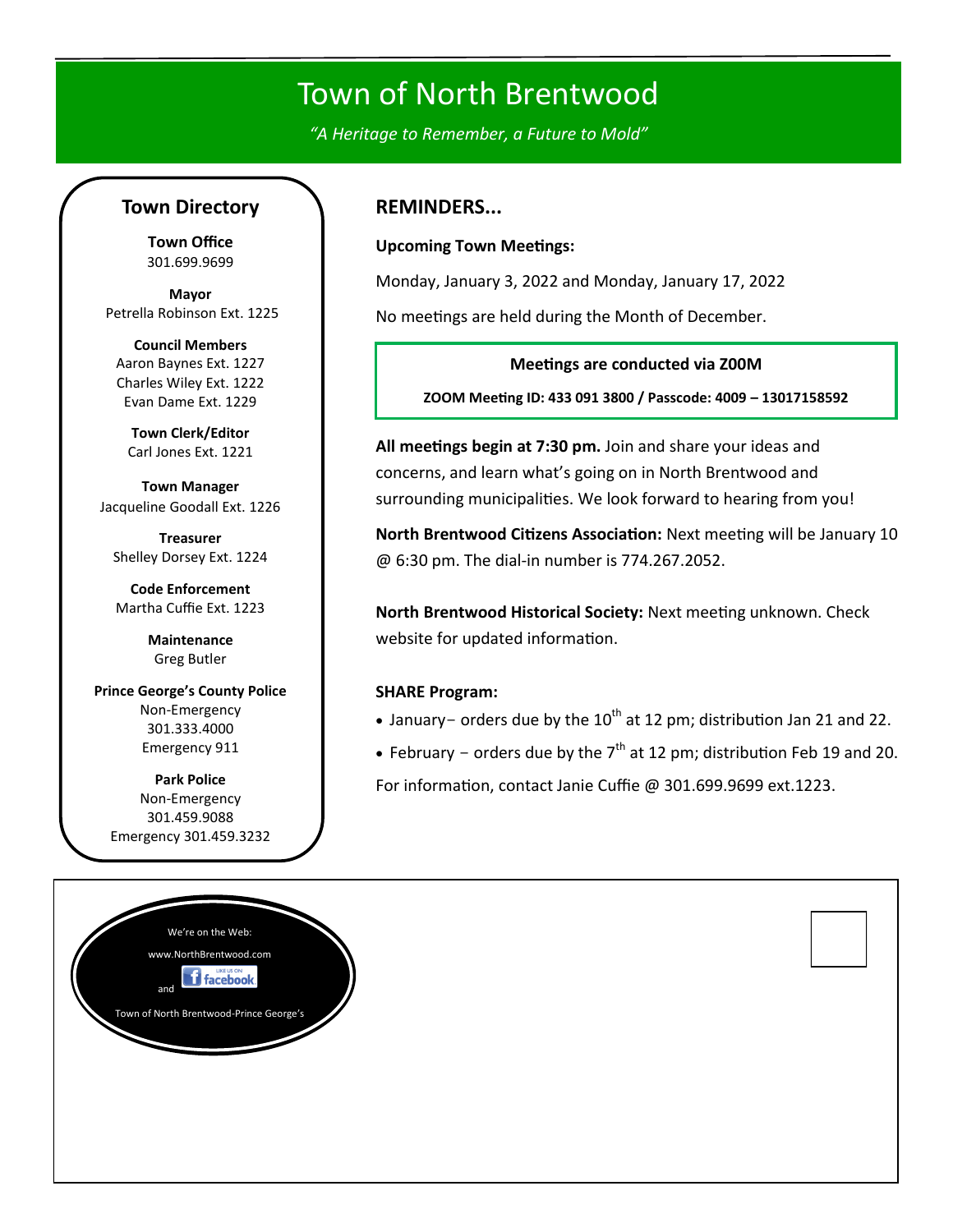# Town of North Brentwood

*"A Heritage to Remember, a Future to Mold"*

## Town Directory

**Town Office**
301.699.9699

**Mayor**
Petrella Robinson Ext. 1225

**Council Members**
Aaron Baynes Ext. 1227
Charles Wiley Ext. 1222
Evan Dame Ext. 1229

**Town Clerk/Editor**
Carl Jones Ext. 1221

**Town Manager**
Jacqueline Goodall Ext. 1226

**Treasurer**
Shelley Dorsey Ext. 1224

**Code Enforcement**
Martha Cuffie Ext. 1223

**Maintenance**
Greg Butler

**Prince George's County Police**
Non-Emergency
301.333.4000
Emergency 911

**Park Police**
Non-Emergency
301.459.9088
Emergency 301.459.3232

## REMINDERS...

**Upcoming Town Meetings:**

Monday, January 3, 2022 and Monday, January 17, 2022

No meetings are held during the Month of December.

**Meetings are conducted via Z00M**

**ZOOM Meeting ID: 433 091 3800 / Passcode: 4009 – 13017158592**

**All meetings begin at 7:30 pm.** Join and share your ideas and concerns, and learn what's going on in North Brentwood and surrounding municipalities. We look forward to hearing from you!

**North Brentwood Citizens Association:** Next meeting will be January 10 @ 6:30 pm. The dial-in number is 774.267.2052.

**North Brentwood Historical Society:** Next meeting unknown. Check website for updated information.

**SHARE Program:**

- January– orders due by the 10th at 12 pm; distribution Jan 21 and 22.
- February – orders due by the 7th at 12 pm; distribution Feb 19 and 20.

For information, contact Janie Cuffie @ 301.699.9699 ext.1223.

We're on the Web:

www.NorthBrentwood.com

and facebook

Town of North Brentwood-Prince George's